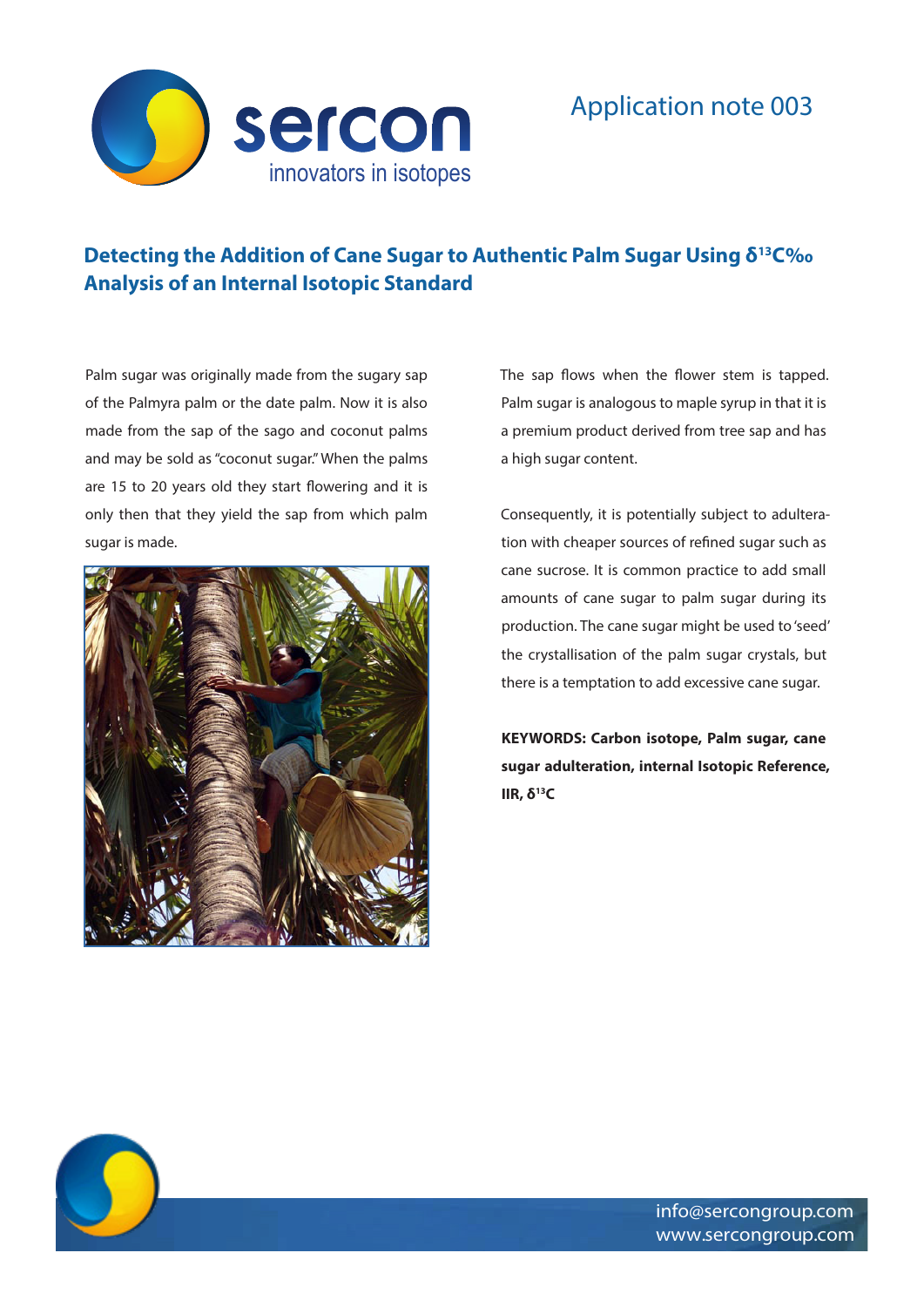Application note 003

# Detecting the Addition of Cane Sugar to Authentic Palm Sugar Using $\delta^{13}C$‰ Analysis of an Internal Isotopic Standard

Palm sugar was originally made from the sugary sap of the Palmyra palm or the date palm. Now it is also made from the sap of the sago and coconut palms and may be sold as "coconut sugar." When the palms are 15 to 20 years old they start flowering and it is only then that they yield the sap from which palm sugar is made.

The sap flows when the flower stem is tapped. Palm sugar is analogous to maple syrup in that it is a premium product derived from tree sap and has a high sugar content.

Consequently, it is potentially subject to adulteration with cheaper sources of refined sugar such as cane sucrose. It is common practice to add small amounts of cane sugar to palm sugar during its production. The cane sugar might be used to 'seed' the crystallisation of the palm sugar crystals, but there is a temptation to add excessive cane sugar.

**KEYWORDS: Carbon isotope, Palm sugar, cane sugar adulteration, internal Isotopic Reference, IIR, $\delta^{13}C$**

info@sercongroup.com
www.sercongroup.com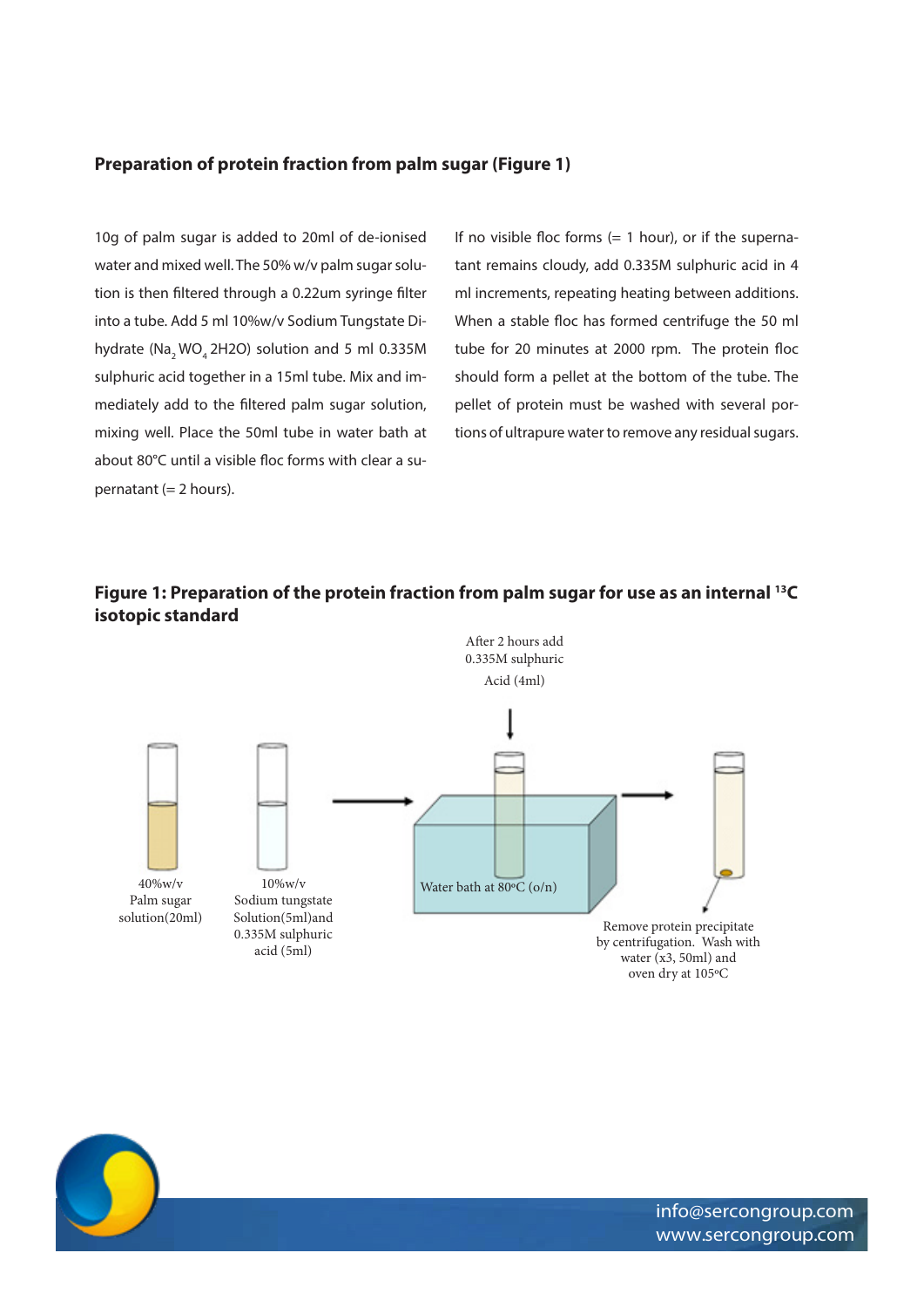## Preparation of protein fraction from palm sugar (Figure 1)

10g of palm sugar is added to 20ml of de-ionised water and mixed well. The 50% w/v palm sugar solution is then filtered through a 0.22um syringe filter into a tube. Add 5 ml 10%w/v Sodium Tungstate Dihydrate ($Na_2WO_4$ 2H2O) solution and 5 ml 0.335M sulphuric acid together in a 15ml tube. Mix and immediately add to the filtered palm sugar solution, mixing well. Place the 50ml tube in water bath at about 80°C until a visible floc forms with clear a supernatant (= 2 hours).

If no visible floc forms (= 1 hour), or if the supernatant remains cloudy, add 0.335M sulphuric acid in 4 ml increments, repeating heating between additions. When a stable floc has formed centrifuge the 50 ml tube for 20 minutes at 2000 rpm. The protein floc should form a pellet at the bottom of the tube. The pellet of protein must be washed with several portions of ultrapure water to remove any residual sugars.

## Figure 1: Preparation of the protein fraction from palm sugar for use as an internal $^{13}C$ isotopic standard

40%w/v
Palm sugar
solution(20ml)

10%w/v
Sodium tungstate
Solution(5ml)and
0.335M sulphuric
acid (5ml)

After 2 hours add
0.335M sulphuric
Acid (4ml)

Water bath at 80ºC (o/n)

Remove protein precipitate
by centrifugation. Wash with
water (x3, 50ml) and
oven dry at 105ºC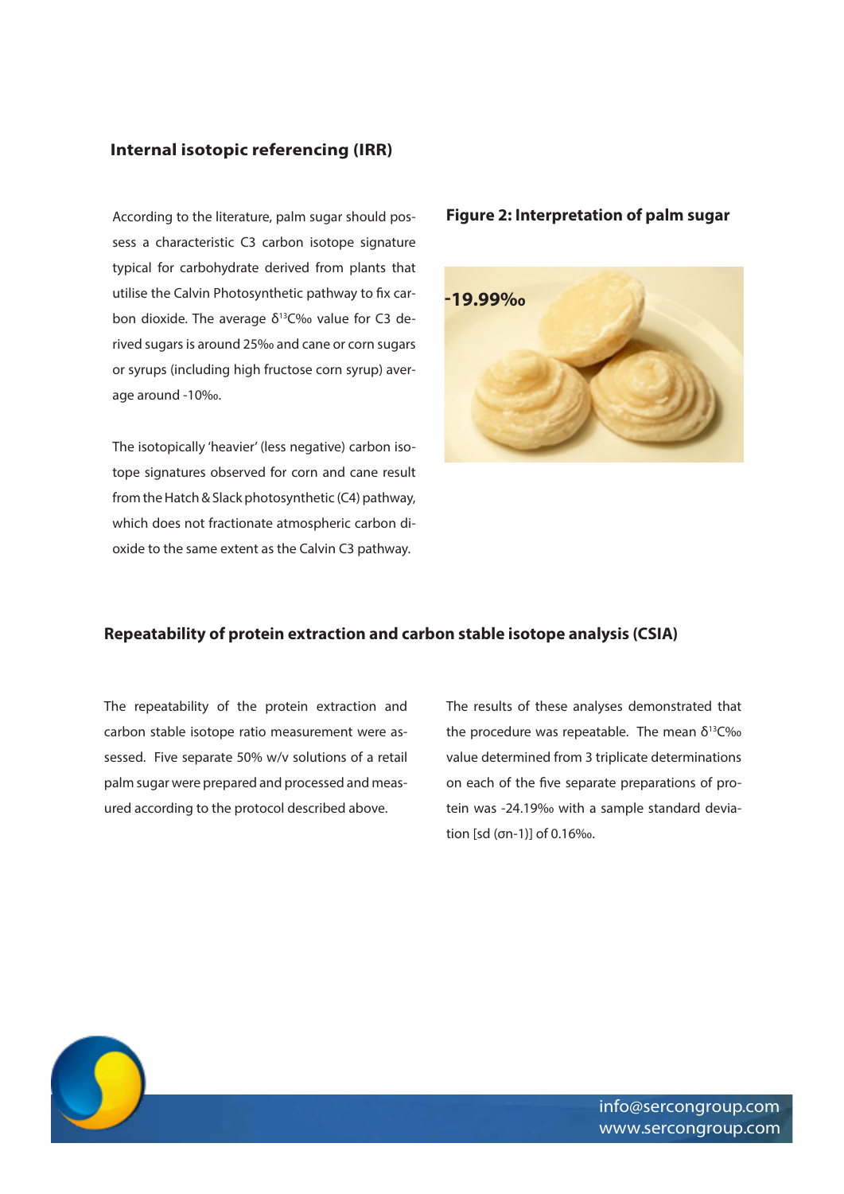## Internal isotopic referencing (IRR)

According to the literature, palm sugar should possess a characteristic C3 carbon isotope signature typical for carbohydrate derived from plants that utilise the Calvin Photosynthetic pathway to fix carbon dioxide. The average $\delta^{13}C$‰ value for C3 derived sugars is around 25‰ and cane or corn sugars or syrups (including high fructose corn syrup) average around -10‰.

The isotopically 'heavier' (less negative) carbon isotope signatures observed for corn and cane result from the Hatch & Slack photosynthetic (C4) pathway, which does not fractionate atmospheric carbon dioxide to the same extent as the Calvin C3 pathway.

**Figure 2: Interpretation of palm sugar**

-19.99‰

## Repeatability of protein extraction and carbon stable isotope analysis (CSIA)

The repeatability of the protein extraction and carbon stable isotope ratio measurement were assessed. Five separate 50% w/v solutions of a retail palm sugar were prepared and processed and measured according to the protocol described above.

The results of these analyses demonstrated that the procedure was repeatable. The mean $\delta^{13}C$‰ value determined from 3 triplicate determinations on each of the five separate preparations of protein was -24.19‰ with a sample standard deviation [sd ($\sigma n$-1)] of 0.16‰.

info@sercongroup.com
www.sercongroup.com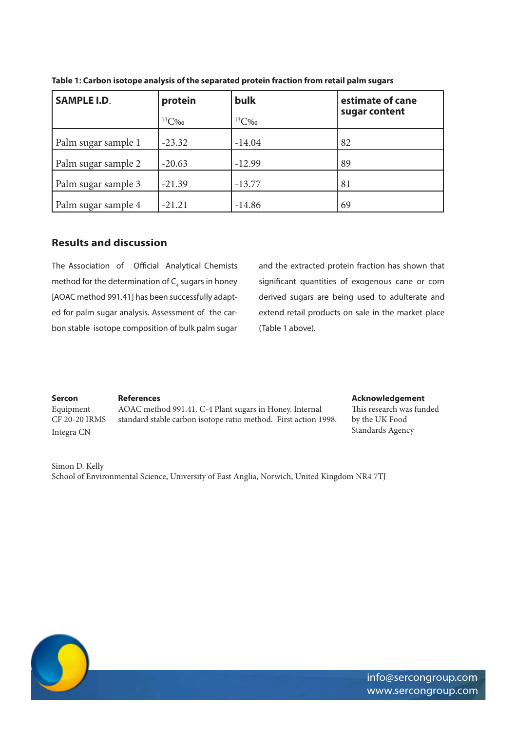**Table 1: Carbon isotope analysis of the separated protein fraction from retail palm sugars**

| SAMPLE I.D. | protein $^{13}C‰$ | bulk $^{13}C‰$ | estimate of cane sugar content |
|---|---|---|---|
| Palm sugar sample 1 | -23.32 | -14.04 | 82 |
| Palm sugar sample 2 | -20.63 | -12.99 | 89 |
| Palm sugar sample 3 | -21.39 | -13.77 | 81 |
| Palm sugar sample 4 | -21.21 | -14.86 | 69 |

## Results and discussion

The Association of Official Analytical Chemists method for the determination of $C_4$ sugars in honey [AOAC method 991.41] has been successfully adapted for palm sugar analysis. Assessment of the carbon stable isotope composition of bulk palm sugar and the extracted protein fraction has shown that significant quantities of exogenous cane or corn derived sugars are being used to adulterate and extend retail products on sale in the market place (Table 1 above).

**Sercon**

Equipment
CF 20-20 IRMS
Integra CN

**References**

AOAC method 991.41. C-4 Plant sugars in Honey. Internal standard stable carbon isotope ratio method. First action 1998.

**Acknowledgement**

This research was funded by the UK Food Standards Agency

Simon D. Kelly
School of Environmental Science, University of East Anglia, Norwich, United Kingdom NR4 7TJ

info@sercongroup.com
www.sercongroup.com